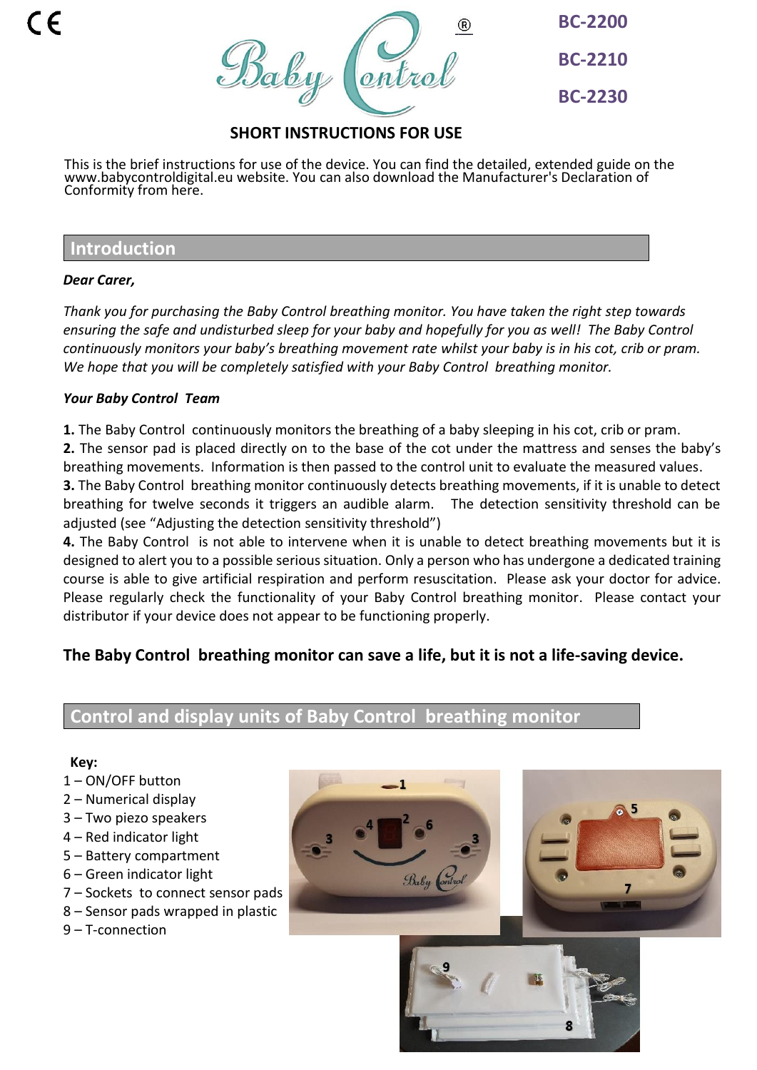CE

Baby Control®

BC-2200

BC-2210

BC-2230

## SHORT INSTRUCTIONS FOR USE

This is the brief instructions for use of the device. You can find the detailed, extended guide on the www.babycontroldigital.eu website. You can also download the Manufacturer's Declaration of Conformity from here.

## Introduction

***Dear Carer,***

*Thank you for purchasing the Baby Control breathing monitor. You have taken the right step towards ensuring the safe and undisturbed sleep for your baby and hopefully for you as well! The Baby Control continuously monitors your baby's breathing movement rate whilst your baby is in his cot, crib or pram. We hope that you will be completely satisfied with your Baby Control breathing monitor.*

***Your Baby Control Team***

**1.** The Baby Control continuously monitors the breathing of a baby sleeping in his cot, crib or pram.
**2.** The sensor pad is placed directly on to the base of the cot under the mattress and senses the baby's breathing movements. Information is then passed to the control unit to evaluate the measured values.
**3.** The Baby Control breathing monitor continuously detects breathing movements, if it is unable to detect breathing for twelve seconds it triggers an audible alarm. The detection sensitivity threshold can be adjusted (see "Adjusting the detection sensitivity threshold")
**4.** The Baby Control is not able to intervene when it is unable to detect breathing movements but it is designed to alert you to a possible serious situation. Only a person who has undergone a dedicated training course is able to give artificial respiration and perform resuscitation. Please ask your doctor for advice. Please regularly check the functionality of your Baby Control breathing monitor. Please contact your distributor if your device does not appear to be functioning properly.

### The Baby Control breathing monitor can save a life, but it is not a life-saving device.

## Control and display units of Baby Control breathing monitor

**Key:**
1 – ON/OFF button
2 – Numerical display
3 – Two piezo speakers
4 – Red indicator light
5 – Battery compartment
6 – Green indicator light
7 – Sockets to connect sensor pads
8 – Sensor pads wrapped in plastic
9 – T-connection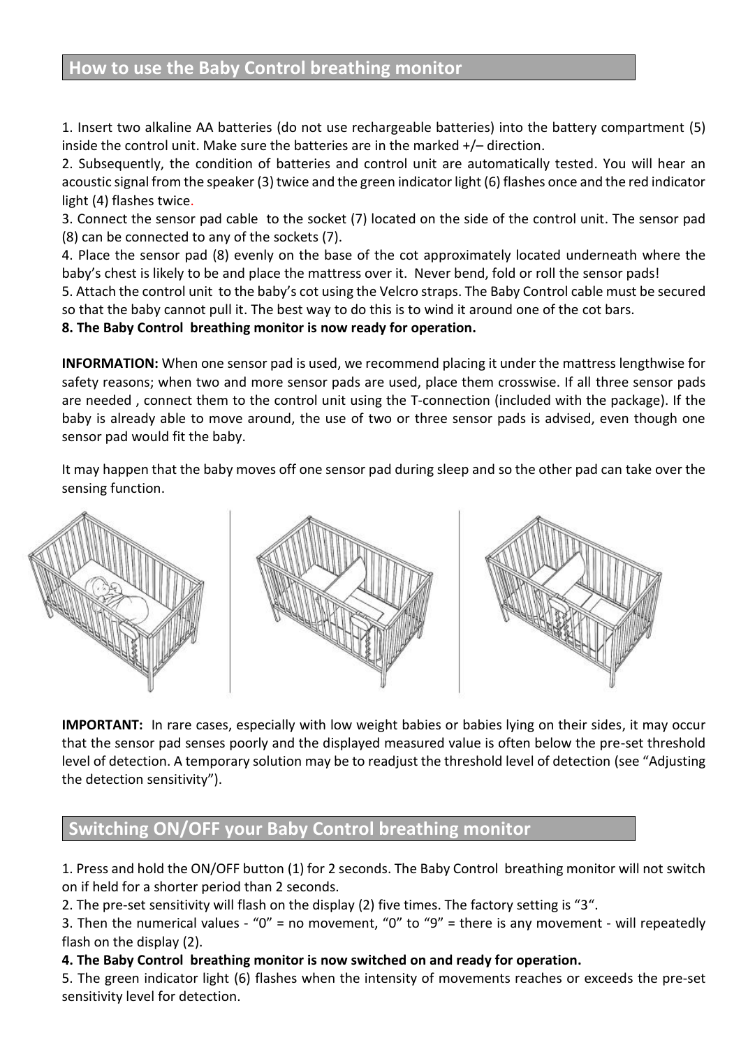## How to use the Baby Control breathing monitor

1. Insert two alkaline AA batteries (do not use rechargeable batteries) into the battery compartment (5) inside the control unit. Make sure the batteries are in the marked +/– direction.
2. Subsequently, the condition of batteries and control unit are automatically tested. You will hear an acoustic signal from the speaker (3) twice and the green indicator light (6) flashes once and the red indicator light (4) flashes twice.
3. Connect the sensor pad cable to the socket (7) located on the side of the control unit. The sensor pad (8) can be connected to any of the sockets (7).
4. Place the sensor pad (8) evenly on the base of the cot approximately located underneath where the baby's chest is likely to be and place the mattress over it. Never bend, fold or roll the sensor pads!
5. Attach the control unit to the baby's cot using the Velcro straps. The Baby Control cable must be secured so that the baby cannot pull it. The best way to do this is to wind it around one of the cot bars.

**8. The Baby Control breathing monitor is now ready for operation.**

**INFORMATION:** When one sensor pad is used, we recommend placing it under the mattress lengthwise for safety reasons; when two and more sensor pads are used, place them crosswise. If all three sensor pads are needed , connect them to the control unit using the T-connection (included with the package). If the baby is already able to move around, the use of two or three sensor pads is advised, even though one sensor pad would fit the baby.

It may happen that the baby moves off one sensor pad during sleep and so the other pad can take over the sensing function.

**IMPORTANT:** In rare cases, especially with low weight babies or babies lying on their sides, it may occur that the sensor pad senses poorly and the displayed measured value is often below the pre-set threshold level of detection. A temporary solution may be to readjust the threshold level of detection (see "Adjusting the detection sensitivity").

## Switching ON/OFF your Baby Control breathing monitor

1. Press and hold the ON/OFF button (1) for 2 seconds. The Baby Control breathing monitor will not switch on if held for a shorter period than 2 seconds.
2. The pre-set sensitivity will flash on the display (2) five times. The factory setting is "3".
3. Then the numerical values - "0" = no movement, "0" to "9" = there is any movement - will repeatedly flash on the display (2).

**4. The Baby Control breathing monitor is now switched on and ready for operation.**

5. The green indicator light (6) flashes when the intensity of movements reaches or exceeds the pre-set sensitivity level for detection.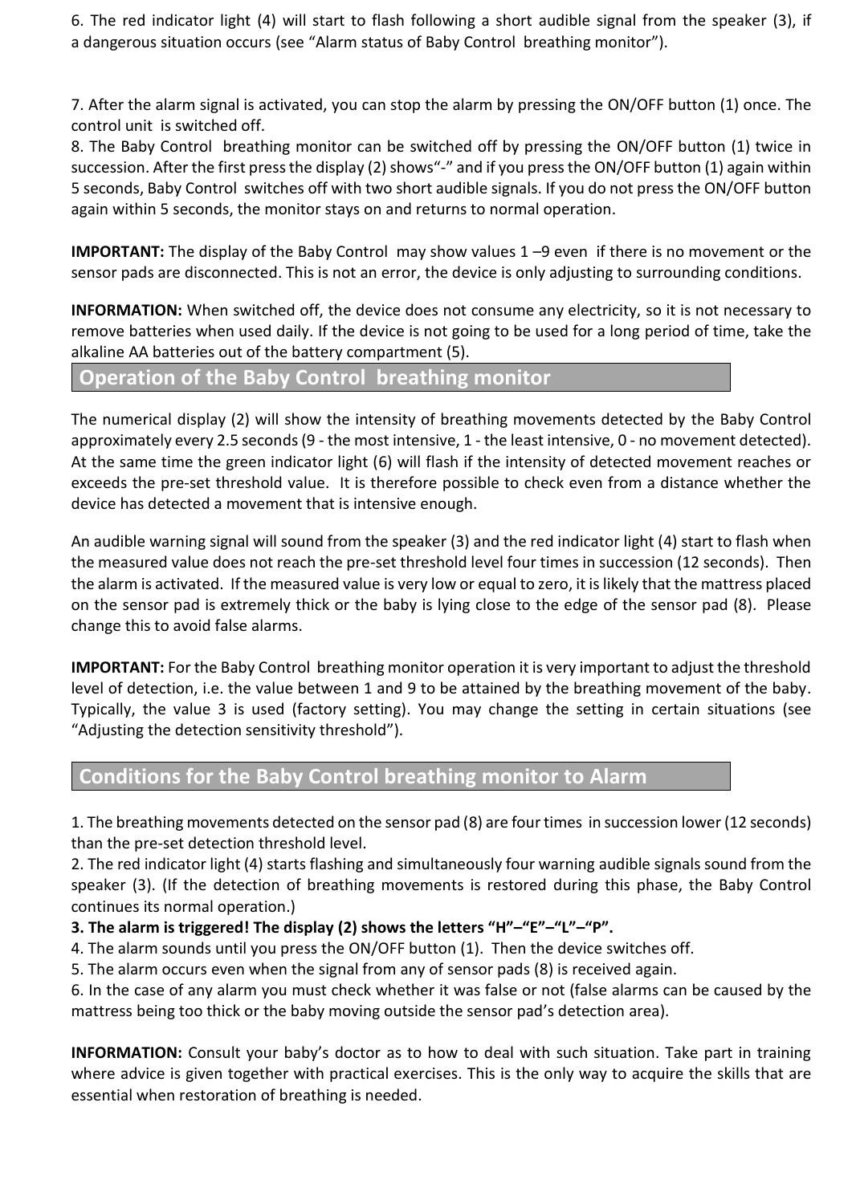6. The red indicator light (4) will start to flash following a short audible signal from the speaker (3), if a dangerous situation occurs (see "Alarm status of Baby Control breathing monitor").

7. After the alarm signal is activated, you can stop the alarm by pressing the ON/OFF button (1) once. The control unit is switched off.

8. The Baby Control breathing monitor can be switched off by pressing the ON/OFF button (1) twice in succession. After the first press the display (2) shows"-" and if you press the ON/OFF button (1) again within 5 seconds, Baby Control switches off with two short audible signals. If you do not press the ON/OFF button again within 5 seconds, the monitor stays on and returns to normal operation.

**IMPORTANT:** The display of the Baby Control may show values 1 –9 even if there is no movement or the sensor pads are disconnected. This is not an error, the device is only adjusting to surrounding conditions.

**INFORMATION:** When switched off, the device does not consume any electricity, so it is not necessary to remove batteries when used daily. If the device is not going to be used for a long period of time, take the alkaline AA batteries out of the battery compartment (5).

## Operation of the Baby Control breathing monitor

The numerical display (2) will show the intensity of breathing movements detected by the Baby Control approximately every 2.5 seconds (9 - the most intensive, 1 - the least intensive, 0 - no movement detected). At the same time the green indicator light (6) will flash if the intensity of detected movement reaches or exceeds the pre-set threshold value. It is therefore possible to check even from a distance whether the device has detected a movement that is intensive enough.

An audible warning signal will sound from the speaker (3) and the red indicator light (4) start to flash when the measured value does not reach the pre-set threshold level four times in succession (12 seconds). Then the alarm is activated. If the measured value is very low or equal to zero, it is likely that the mattress placed on the sensor pad is extremely thick or the baby is lying close to the edge of the sensor pad (8). Please change this to avoid false alarms.

**IMPORTANT:** For the Baby Control breathing monitor operation it is very important to adjust the threshold level of detection, i.e. the value between 1 and 9 to be attained by the breathing movement of the baby. Typically, the value 3 is used (factory setting). You may change the setting in certain situations (see "Adjusting the detection sensitivity threshold").

## Conditions for the Baby Control breathing monitor to Alarm

1. The breathing movements detected on the sensor pad (8) are four times in succession lower (12 seconds) than the pre-set detection threshold level.
2. The red indicator light (4) starts flashing and simultaneously four warning audible signals sound from the speaker (3). (If the detection of breathing movements is restored during this phase, the Baby Control continues its normal operation.)
3. **The alarm is triggered! The display (2) shows the letters "H"–"E"–"L"–"P".**
4. The alarm sounds until you press the ON/OFF button (1). Then the device switches off.
5. The alarm occurs even when the signal from any of sensor pads (8) is received again.
6. In the case of any alarm you must check whether it was false or not (false alarms can be caused by the mattress being too thick or the baby moving outside the sensor pad's detection area).

**INFORMATION:** Consult your baby's doctor as to how to deal with such situation. Take part in training where advice is given together with practical exercises. This is the only way to acquire the skills that are essential when restoration of breathing is needed.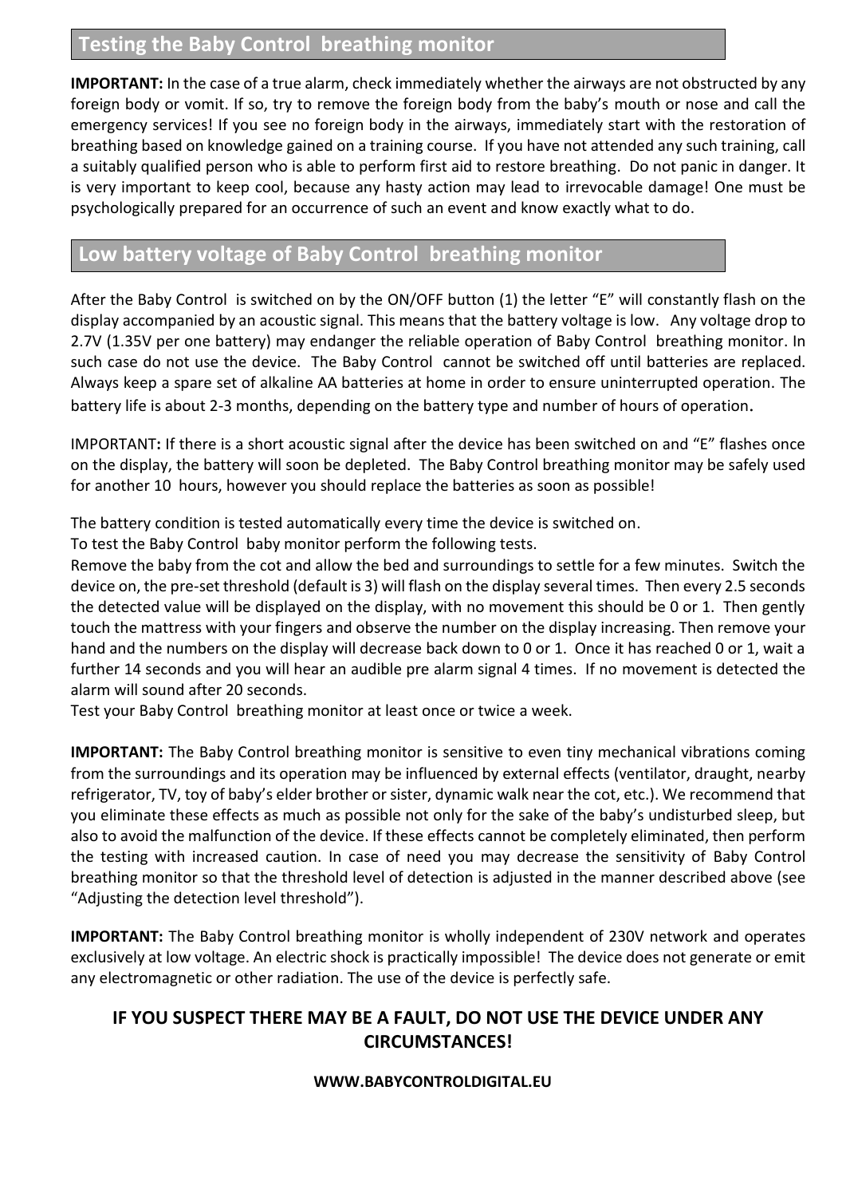## Testing the Baby Control breathing monitor

**IMPORTANT:** In the case of a true alarm, check immediately whether the airways are not obstructed by any foreign body or vomit. If so, try to remove the foreign body from the baby's mouth or nose and call the emergency services! If you see no foreign body in the airways, immediately start with the restoration of breathing based on knowledge gained on a training course. If you have not attended any such training, call a suitably qualified person who is able to perform first aid to restore breathing. Do not panic in danger. It is very important to keep cool, because any hasty action may lead to irrevocable damage! One must be psychologically prepared for an occurrence of such an event and know exactly what to do.

## Low battery voltage of Baby Control breathing monitor

After the Baby Control is switched on by the ON/OFF button (1) the letter "E" will constantly flash on the display accompanied by an acoustic signal. This means that the battery voltage is low. Any voltage drop to 2.7V (1.35V per one battery) may endanger the reliable operation of Baby Control breathing monitor. In such case do not use the device. The Baby Control cannot be switched off until batteries are replaced. Always keep a spare set of alkaline AA batteries at home in order to ensure uninterrupted operation. The battery life is about 2-3 months, depending on the battery type and number of hours of operation.

IMPORTANT**:** If there is a short acoustic signal after the device has been switched on and "E" flashes once on the display, the battery will soon be depleted. The Baby Control breathing monitor may be safely used for another 10 hours, however you should replace the batteries as soon as possible!

The battery condition is tested automatically every time the device is switched on.

To test the Baby Control baby monitor perform the following tests.

Remove the baby from the cot and allow the bed and surroundings to settle for a few minutes. Switch the device on, the pre-set threshold (default is 3) will flash on the display several times. Then every 2.5 seconds the detected value will be displayed on the display, with no movement this should be 0 or 1. Then gently touch the mattress with your fingers and observe the number on the display increasing. Then remove your hand and the numbers on the display will decrease back down to 0 or 1. Once it has reached 0 or 1, wait a further 14 seconds and you will hear an audible pre alarm signal 4 times. If no movement is detected the alarm will sound after 20 seconds.

Test your Baby Control breathing monitor at least once or twice a week.

**IMPORTANT:** The Baby Control breathing monitor is sensitive to even tiny mechanical vibrations coming from the surroundings and its operation may be influenced by external effects (ventilator, draught, nearby refrigerator, TV, toy of baby's elder brother or sister, dynamic walk near the cot, etc.). We recommend that you eliminate these effects as much as possible not only for the sake of the baby's undisturbed sleep, but also to avoid the malfunction of the device. If these effects cannot be completely eliminated, then perform the testing with increased caution. In case of need you may decrease the sensitivity of Baby Control breathing monitor so that the threshold level of detection is adjusted in the manner described above (see "Adjusting the detection level threshold").

**IMPORTANT:** The Baby Control breathing monitor is wholly independent of 230V network and operates exclusively at low voltage. An electric shock is practically impossible! The device does not generate or emit any electromagnetic or other radiation. The use of the device is perfectly safe.

**IF YOU SUSPECT THERE MAY BE A FAULT, DO NOT USE THE DEVICE UNDER ANY CIRCUMSTANCES!**

**WWW.BABYCONTROLDIGITAL.EU**